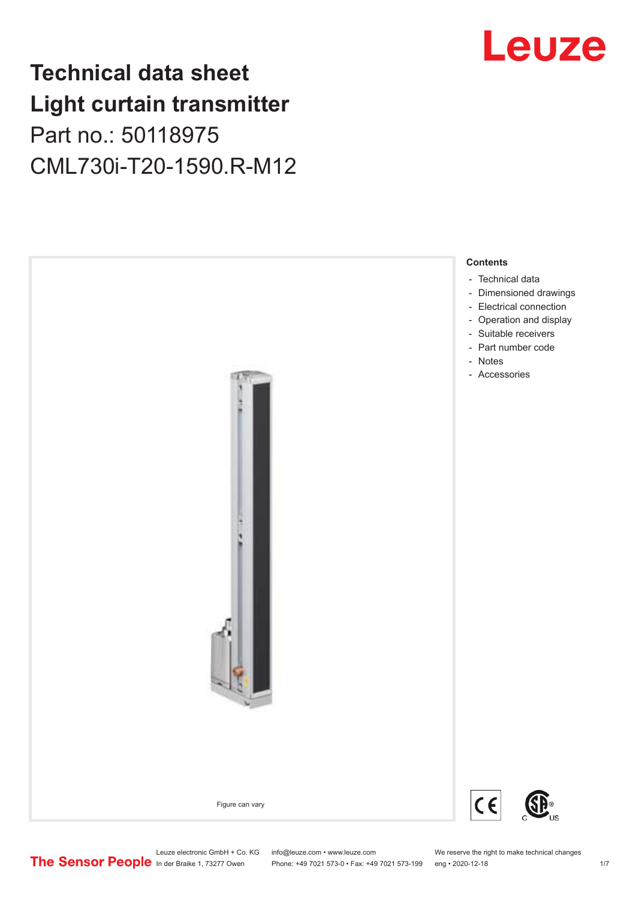# Technical data sheet
# Light curtain transmitter

Part no.: 50118975

CML730i-T20-1590.R-M12

Figure can vary

**Contents**

- Technical data
- Dimensioned drawings
- Electrical connection
- Operation and display
- Suitable receivers
- Part number code
- Notes
- Accessories

Leuze electronic GmbH + Co. KG
In der Braike 1, 73277 Owen

info@leuze.com • www.leuze.com
Phone: +49 7021 573-0 • Fax: +49 7021 573-199

We reserve the right to make technical changes
eng • 2020-12-18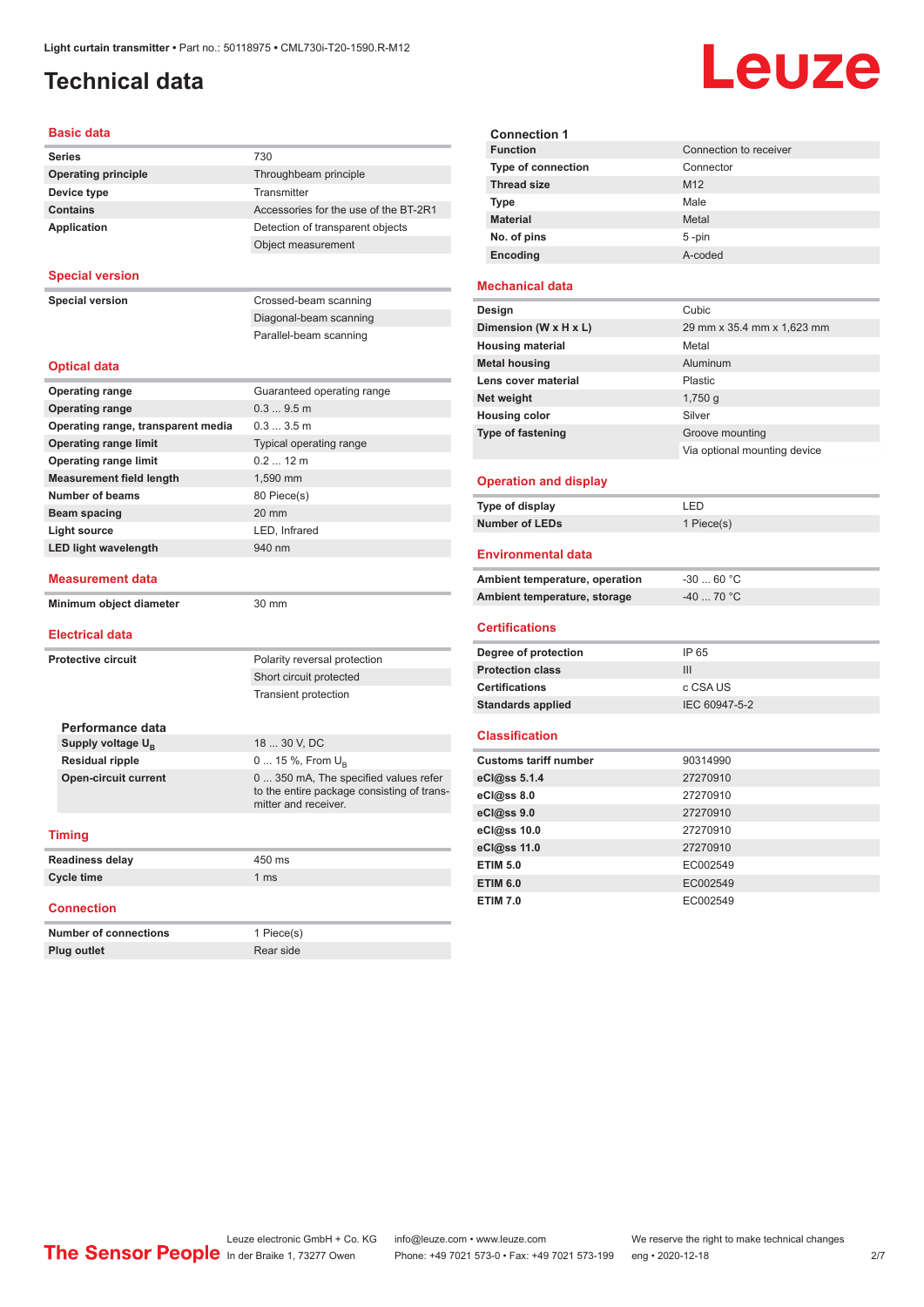# Technical data

## Basic data

| | |
|---|---|
| **Series** | 730 |
| **Operating principle** | Throughbeam principle |
| **Device type** | Transmitter |
| **Contains** | Accessories for the use of the BT-2R1 |
| **Application** | Detection of transparent objects |
| | Object measurement |

## Special version

| | |
|---|---|
| **Special version** | Crossed-beam scanning |
| | Diagonal-beam scanning |
| | Parallel-beam scanning |

## Optical data

| | |
|---|---|
| **Operating range** | Guaranteed operating range |
| **Operating range** | 0.3 ... 9.5 m |
| **Operating range, transparent media** | 0.3 ... 3.5 m |
| **Operating range limit** | Typical operating range |
| **Operating range limit** | 0.2 ... 12 m |
| **Measurement field length** | 1,590 mm |
| **Number of beams** | 80 Piece(s) |
| **Beam spacing** | 20 mm |
| **Light source** | LED, Infrared |
| **LED light wavelength** | 940 nm |

## Measurement data

| | |
|---|---|
| **Minimum object diameter** | 30 mm |

## Electrical data

| | |
|---|---|
| **Protective circuit** | Polarity reversal protection |
| | Short circuit protected |
| | Transient protection |

### Performance data

| | |
|---|---|
| **Supply voltage $U_B$** | 18 ... 30 V, DC |
| **Residual ripple** | 0 ... 15 %, From $U_B$ |
| **Open-circuit current** | 0 ... 350 mA, The specified values refer to the entire package consisting of transmitter and receiver. |

## Timing

| | |
|---|---|
| **Readiness delay** | 450 ms |
| **Cycle time** | 1 ms |

## Connection

| | |
|---|---|
| **Number of connections** | 1 Piece(s) |
| **Plug outlet** | Rear side |

### Connection 1

| | |
|---|---|
| **Function** | Connection to receiver |
| **Type of connection** | Connector |
| **Thread size** | M12 |
| **Type** | Male |
| **Material** | Metal |
| **No. of pins** | 5 -pin |
| **Encoding** | A-coded |

## Mechanical data

| | |
|---|---|
| **Design** | Cubic |
| **Dimension (W x H x L)** | 29 mm x 35.4 mm x 1,623 mm |
| **Housing material** | Metal |
| **Metal housing** | Aluminum |
| **Lens cover material** | Plastic |
| **Net weight** | 1,750 g |
| **Housing color** | Silver |
| **Type of fastening** | Groove mounting |
| | Via optional mounting device |

## Operation and display

| | |
|---|---|
| **Type of display** | LED |
| **Number of LEDs** | 1 Piece(s) |

## Environmental data

| | |
|---|---|
| **Ambient temperature, operation** | -30 ... 60 °C |
| **Ambient temperature, storage** | -40 ... 70 °C |

## Certifications

| | |
|---|---|
| **Degree of protection** | IP 65 |
| **Protection class** | III |
| **Certifications** | c CSA US |
| **Standards applied** | IEC 60947-5-2 |

## Classification

| | |
|---|---|
| **Customs tariff number** | 90314990 |
| **eCl@ss 5.1.4** | 27270910 |
| **eCl@ss 8.0** | 27270910 |
| **eCl@ss 9.0** | 27270910 |
| **eCl@ss 10.0** | 27270910 |
| **eCl@ss 11.0** | 27270910 |
| **ETIM 5.0** | EC002549 |
| **ETIM 6.0** | EC002549 |
| **ETIM 7.0** | EC002549 |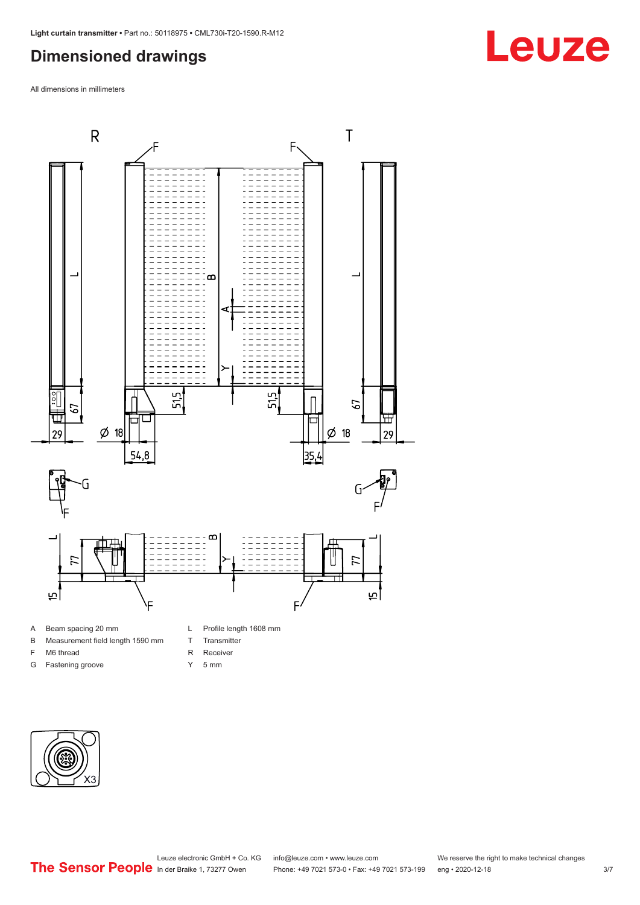# Dimensioned drawings

All dimensions in millimeters

| | | | |
|---|---|---|---|
| A | Beam spacing 20 mm | L | Profile length 1608 mm |
| B | Measurement field length 1590 mm | T | Transmitter |
| F | M6 thread | R | Receiver |
| G | Fastening groove | Y | 5 mm |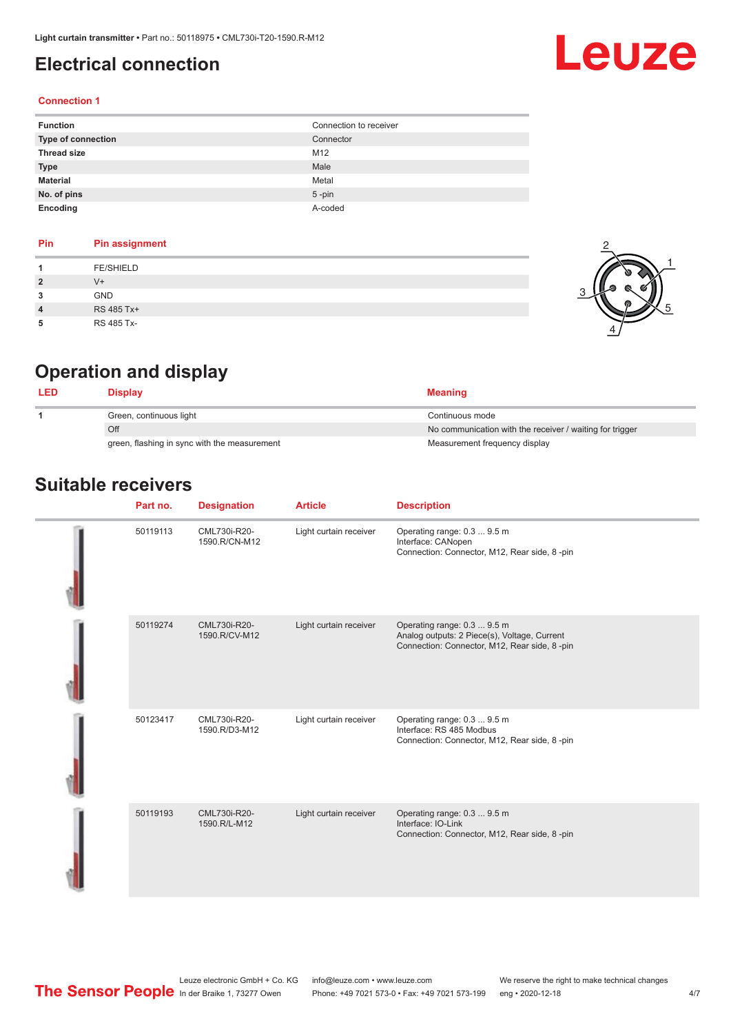# Electrical connection

### Connection 1

| Function | Connection to receiver |
|---|---|
| Type of connection | Connector |
| Thread size | M12 |
| Type | Male |
| Material | Metal |
| No. of pins | 5 -pin |
| Encoding | A-coded |

| Pin | Pin assignment |
|---|---|
| 1 | FE/SHIELD |
| 2 | V+ |
| 3 | GND |
| 4 | RS 485 Tx+ |
| 5 | RS 485 Tx- |

# Operation and display

| LED | Display | Meaning |
|---|---|---|
| 1 | Green, continuous light | Continuous mode |
| | Off | No communication with the receiver / waiting for trigger |
| | green, flashing in sync with the measurement | Measurement frequency display |

# Suitable receivers

| Part no. | Designation | Article | Description |
|---|---|---|---|
| 50119113 | CML730i-R20-1590.R/CN-M12 | Light curtain receiver | Operating range: 0.3 ... 9.5 m<br>Interface: CANopen<br>Connection: Connector, M12, Rear side, 8 -pin |
| 50119274 | CML730i-R20-1590.R/CV-M12 | Light curtain receiver | Operating range: 0.3 ... 9.5 m<br>Analog outputs: 2 Piece(s), Voltage, Current<br>Connection: Connector, M12, Rear side, 8 -pin |
| 50123417 | CML730i-R20-1590.R/D3-M12 | Light curtain receiver | Operating range: 0.3 ... 9.5 m<br>Interface: RS 485 Modbus<br>Connection: Connector, M12, Rear side, 8 -pin |
| 50119193 | CML730i-R20-1590.R/L-M12 | Light curtain receiver | Operating range: 0.3 ... 9.5 m<br>Interface: IO-Link<br>Connection: Connector, M12, Rear side, 8 -pin |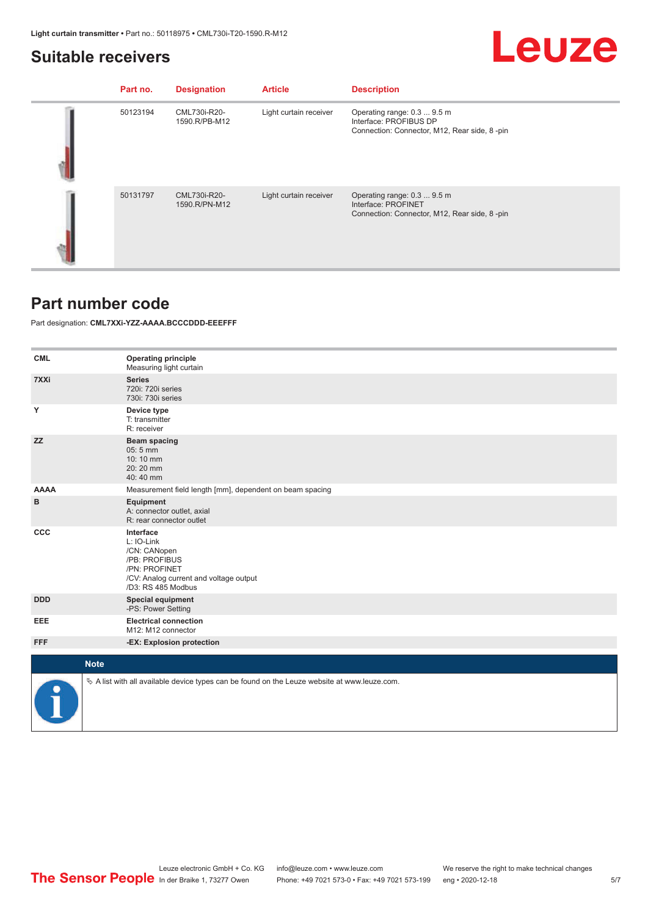## Suitable receivers

| | Part no. | Designation | Article | Description |
|---|---|---|---|---|
| | 50123194 | CML730i-R20-1590.R/PB-M12 | Light curtain receiver | Operating range: 0.3 ... 9.5 m<br>Interface: PROFIBUS DP<br>Connection: Connector, M12, Rear side, 8 -pin |
| | 50131797 | CML730i-R20-1590.R/PN-M12 | Light curtain receiver | Operating range: 0.3 ... 9.5 m<br>Interface: PROFINET<br>Connection: Connector, M12, Rear side, 8 -pin |

## Part number code

Part designation: **CML7XXi-YZZ-AAAA.BCCCDDD-EEEFFF**

| | |
|---|---|
| **CML** | **Operating principle**<br>Measuring light curtain |
| **7XXi** | **Series**<br>720i: 720i series<br>730i: 730i series |
| **Y** | **Device type**<br>T: transmitter<br>R: receiver |
| **ZZ** | **Beam spacing**<br>05: 5 mm<br>10: 10 mm<br>20: 20 mm<br>40: 40 mm |
| **AAAA** | Measurement field length [mm], dependent on beam spacing |
| **B** | **Equipment**<br>A: connector outlet, axial<br>R: rear connector outlet |
| **CCC** | **Interface**<br>L: IO-Link<br>/CN: CANopen<br>/PB: PROFIBUS<br>/PN: PROFINET<br>/CV: Analog current and voltage output<br>/D3: RS 485 Modbus |
| **DDD** | **Special equipment**<br>-PS: Power Setting |
| **EEE** | **Electrical connection**<br>M12: M12 connector |
| **FFF** | **-EX: Explosion protection** |

**Note**

↳ A list with all available device types can be found on the Leuze website at www.leuze.com.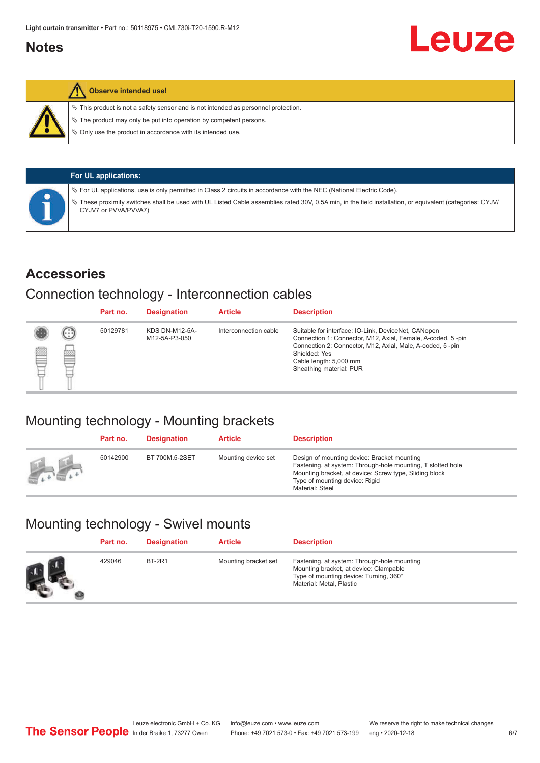## Notes

**Observe intended use!**

- This product is not a safety sensor and is not intended as personnel protection.
- The product may only be put into operation by competent persons.
- Only use the product in accordance with its intended use.

**For UL applications:**

- For UL applications, use is only permitted in Class 2 circuits in accordance with the NEC (National Electric Code).
- These proximity switches shall be used with UL Listed Cable assemblies rated 30V, 0.5A min, in the field installation, or equivalent (categories: CYJV/CYJV7 or PVVA/PVVA7)

## Accessories

### Connection technology - Interconnection cables

| Part no. | Designation | Article | Description |
|---|---|---|---|
| 50129781 | KDS DN-M12-5A-M12-5A-P3-050 | Interconnection cable | Suitable for interface: IO-Link, DeviceNet, CANopen<br>Connection 1: Connector, M12, Axial, Female, A-coded, 5 -pin<br>Connection 2: Connector, M12, Axial, Male, A-coded, 5 -pin<br>Shielded: Yes<br>Cable length: 5,000 mm<br>Sheathing material: PUR |

### Mounting technology - Mounting brackets

| Part no. | Designation | Article | Description |
|---|---|---|---|
| 50142900 | BT 700M.5-2SET | Mounting device set | Design of mounting device: Bracket mounting<br>Fastening, at system: Through-hole mounting, T slotted hole<br>Mounting bracket, at device: Screw type, Sliding block<br>Type of mounting device: Rigid<br>Material: Steel |

### Mounting technology - Swivel mounts

| Part no. | Designation | Article | Description |
|---|---|---|---|
| 429046 | BT-2R1 | Mounting bracket set | Fastening, at system: Through-hole mounting<br>Mounting bracket, at device: Clampable<br>Type of mounting device: Turning, 360°<br>Material: Metal, Plastic |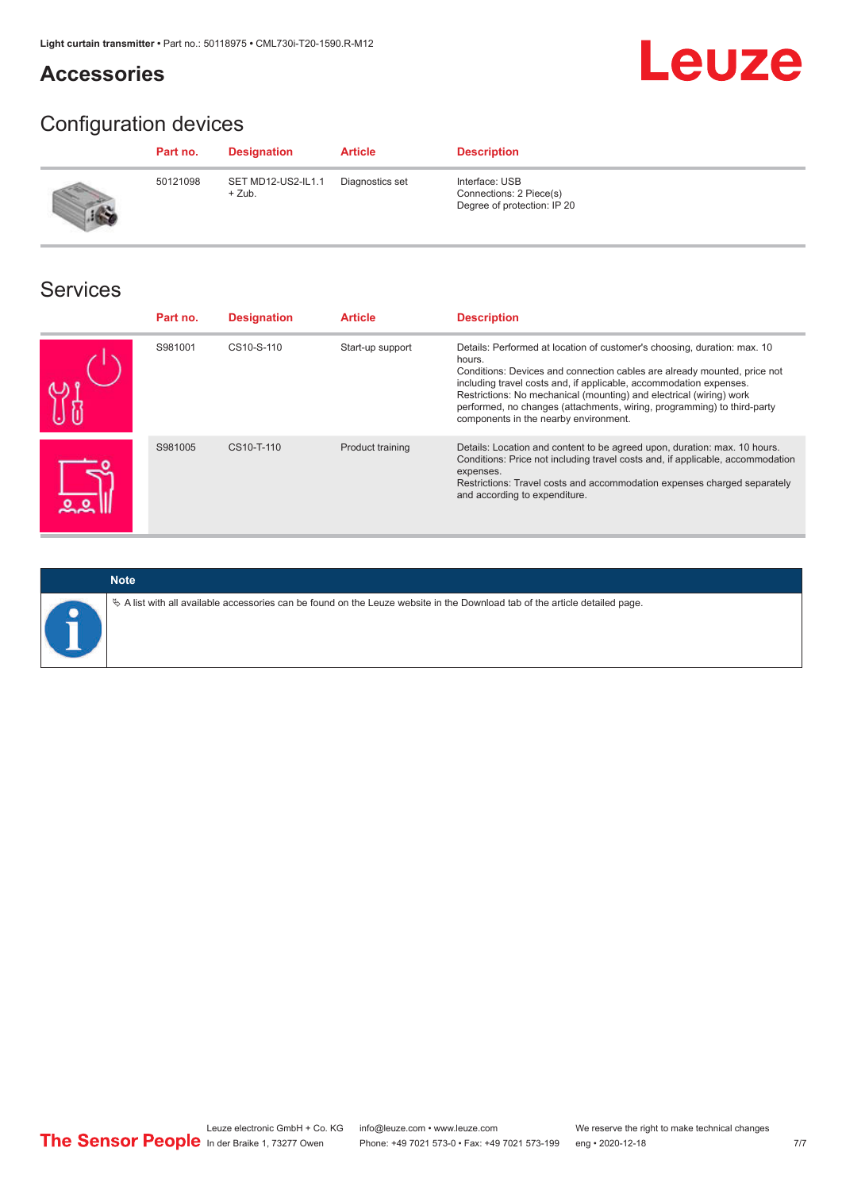## Accessories

## Configuration devices

| | Part no. | Designation | Article | Description |
|---|---|---|---|---|
| | 50121098 | SET MD12-US2-IL1.1 + Zub. | Diagnostics set | Interface: USB<br>Connections: 2 Piece(s)<br>Degree of protection: IP 20 |

## Services

| | Part no. | Designation | Article | Description |
|---|---|---|---|---|
| | S981001 | CS10-S-110 | Start-up support | Details: Performed at location of customer's choosing, duration: max. 10 hours.<br>Conditions: Devices and connection cables are already mounted, price not including travel costs and, if applicable, accommodation expenses.<br>Restrictions: No mechanical (mounting) and electrical (wiring) work performed, no changes (attachments, wiring, programming) to third-party components in the nearby environment. |
| | S981005 | CS10-T-110 | Product training | Details: Location and content to be agreed upon, duration: max. 10 hours.<br>Conditions: Price not including travel costs and, if applicable, accommodation expenses.<br>Restrictions: Travel costs and accommodation expenses charged separately and according to expenditure. |

**Note**

↳ A list with all available accessories can be found on the Leuze website in the Download tab of the article detailed page.